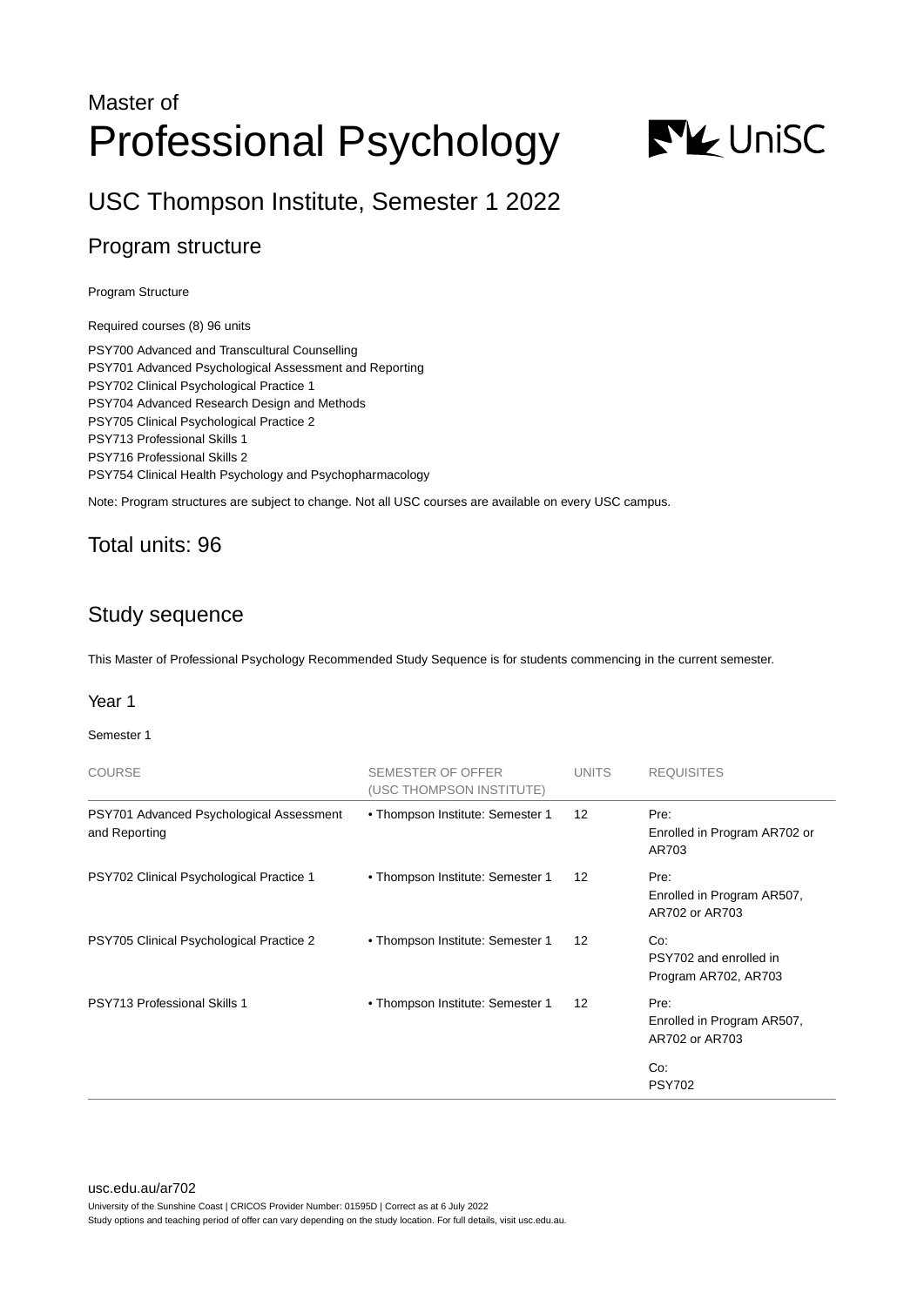Master of

# Professional Psychology

## USC Thompson Institute, Semester 1 2022

## Program structure

Program Structure

Required courses (8) 96 units

PSY700 Advanced and Transcultural Counselling
PSY701 Advanced Psychological Assessment and Reporting
PSY702 Clinical Psychological Practice 1
PSY704 Advanced Research Design and Methods
PSY705 Clinical Psychological Practice 2
PSY713 Professional Skills 1
PSY716 Professional Skills 2
PSY754 Clinical Health Psychology and Psychopharmacology

Note: Program structures are subject to change. Not all USC courses are available on every USC campus.

## Total units: 96

## Study sequence

This Master of Professional Psychology Recommended Study Sequence is for students commencing in the current semester.

### Year 1

Semester 1

| COURSE | SEMESTER OF OFFER (USC THOMPSON INSTITUTE) | UNITS | REQUISITES |
|---|---|---|---|
| PSY701 Advanced Psychological Assessment and Reporting | • Thompson Institute: Semester 1 | 12 | Pre: Enrolled in Program AR702 or AR703 |
| PSY702 Clinical Psychological Practice 1 | • Thompson Institute: Semester 1 | 12 | Pre: Enrolled in Program AR507, AR702 or AR703 |
| PSY705 Clinical Psychological Practice 2 | • Thompson Institute: Semester 1 | 12 | Co: PSY702 and enrolled in Program AR702, AR703 |
| PSY713 Professional Skills 1 | • Thompson Institute: Semester 1 | 12 | Pre: Enrolled in Program AR507, AR702 or AR703<br>Co: PSY702 |

usc.edu.au/ar702

University of the Sunshine Coast | CRICOS Provider Number: 01595D | Correct as at 6 July 2022
Study options and teaching period of offer can vary depending on the study location. For full details, visit usc.edu.au.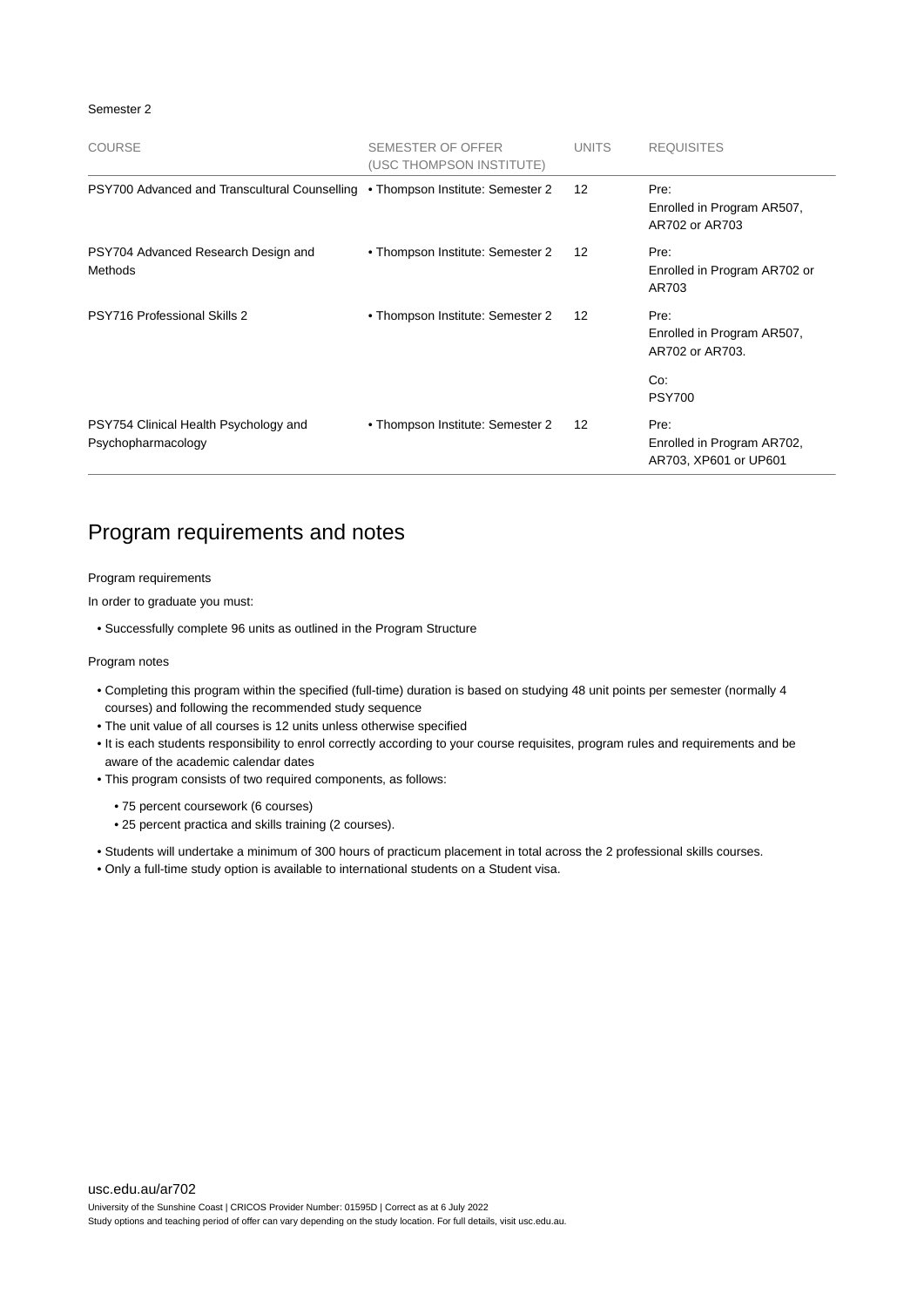Semester 2

| COURSE | SEMESTER OF OFFER (USC THOMPSON INSTITUTE) | UNITS | REQUISITES |
|---|---|---|---|
| PSY700 Advanced and Transcultural Counselling | • Thompson Institute: Semester 2 | 12 | Pre: Enrolled in Program AR507, AR702 or AR703 |
| PSY704 Advanced Research Design and Methods | • Thompson Institute: Semester 2 | 12 | Pre: Enrolled in Program AR702 or AR703 |
| PSY716 Professional Skills 2 | • Thompson Institute: Semester 2 | 12 | Pre: Enrolled in Program AR507, AR702 or AR703. Co: PSY700 |
| PSY754 Clinical Health Psychology and Psychopharmacology | • Thompson Institute: Semester 2 | 12 | Pre: Enrolled in Program AR702, AR703, XP601 or UP601 |

## Program requirements and notes

Program requirements

In order to graduate you must:

- Successfully complete 96 units as outlined in the Program Structure

Program notes

- Completing this program within the specified (full-time) duration is based on studying 48 unit points per semester (normally 4 courses) and following the recommended study sequence
- The unit value of all courses is 12 units unless otherwise specified
- It is each students responsibility to enrol correctly according to your course requisites, program rules and requirements and be aware of the academic calendar dates
- This program consists of two required components, as follows:
  - 75 percent coursework (6 courses)
  - 25 percent practica and skills training (2 courses).
- Students will undertake a minimum of 300 hours of practicum placement in total across the 2 professional skills courses.
- Only a full-time study option is available to international students on a Student visa.

usc.edu.au/ar702

University of the Sunshine Coast | CRICOS Provider Number: 01595D | Correct as at 6 July 2022

Study options and teaching period of offer can vary depending on the study location. For full details, visit usc.edu.au.